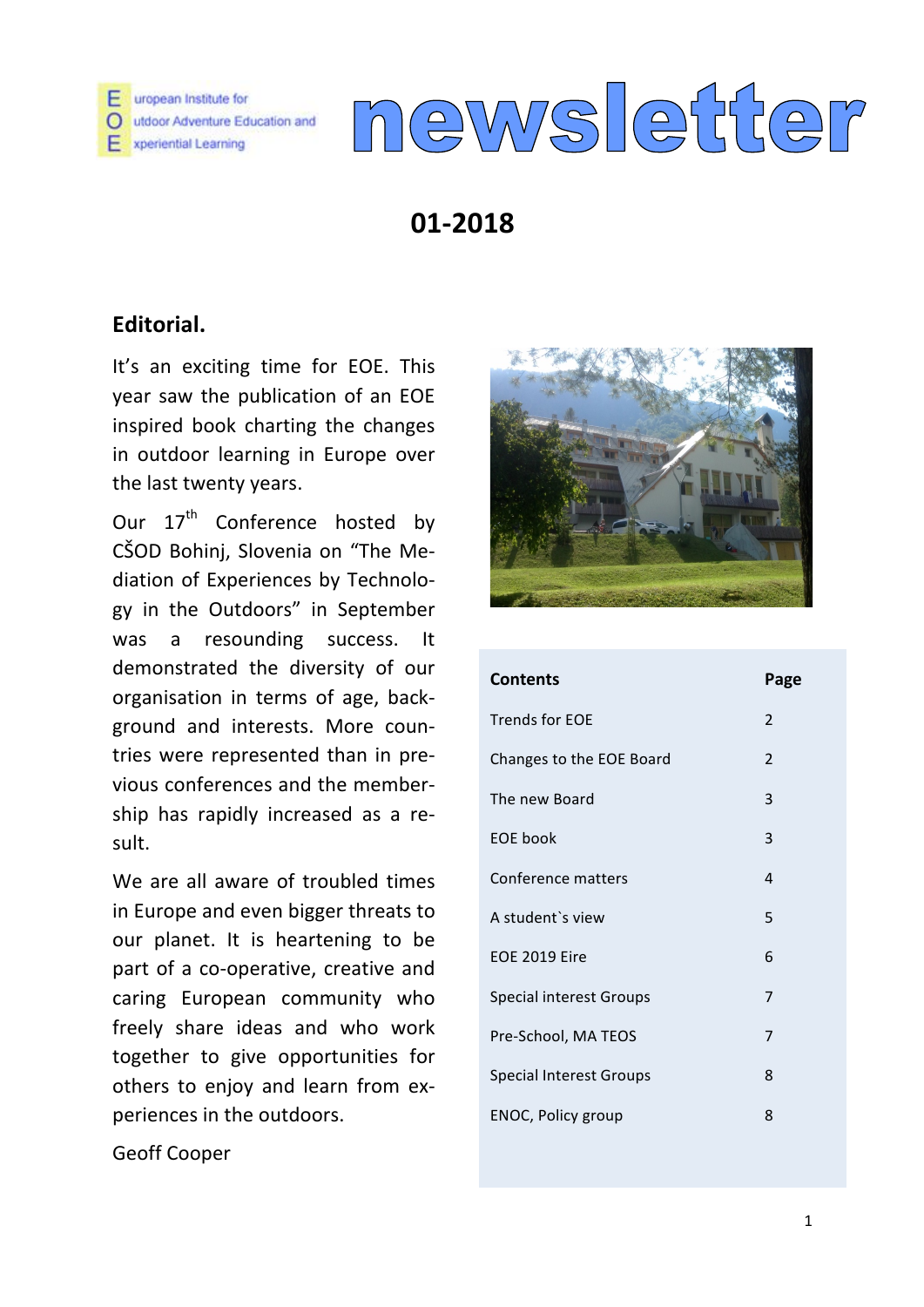European Institute for Outdoor Adventure Education and Experiential Learning

# newsletter

## 01-2018

### Editorial.

It's an exciting time for EOE. This year saw the publication of an EOE inspired book charting the changes in outdoor learning in Europe over the last twenty years.

Our 17th Conference hosted by CŠOD Bohinj, Slovenia on "The Mediation of Experiences by Technology in the Outdoors" in September was a resounding success. It demonstrated the diversity of our organisation in terms of age, background and interests. More countries were represented than in previous conferences and the membership has rapidly increased as a result.

We are all aware of troubled times in Europe and even bigger threats to our planet. It is heartening to be part of a co-operative, creative and caring European community who freely share ideas and who work together to give opportunities for others to enjoy and learn from experiences in the outdoors.

Geoff Cooper

| Contents | Page |
| --- | --- |
| Trends for EOE | 2 |
| Changes to the EOE Board | 2 |
| The new Board | 3 |
| EOE book | 3 |
| Conference matters | 4 |
| A student`s view | 5 |
| EOE 2019 Eire | 6 |
| Special interest Groups | 7 |
| Pre-School, MA TEOS | 7 |
| Special Interest Groups | 8 |
| ENOC, Policy group | 8 |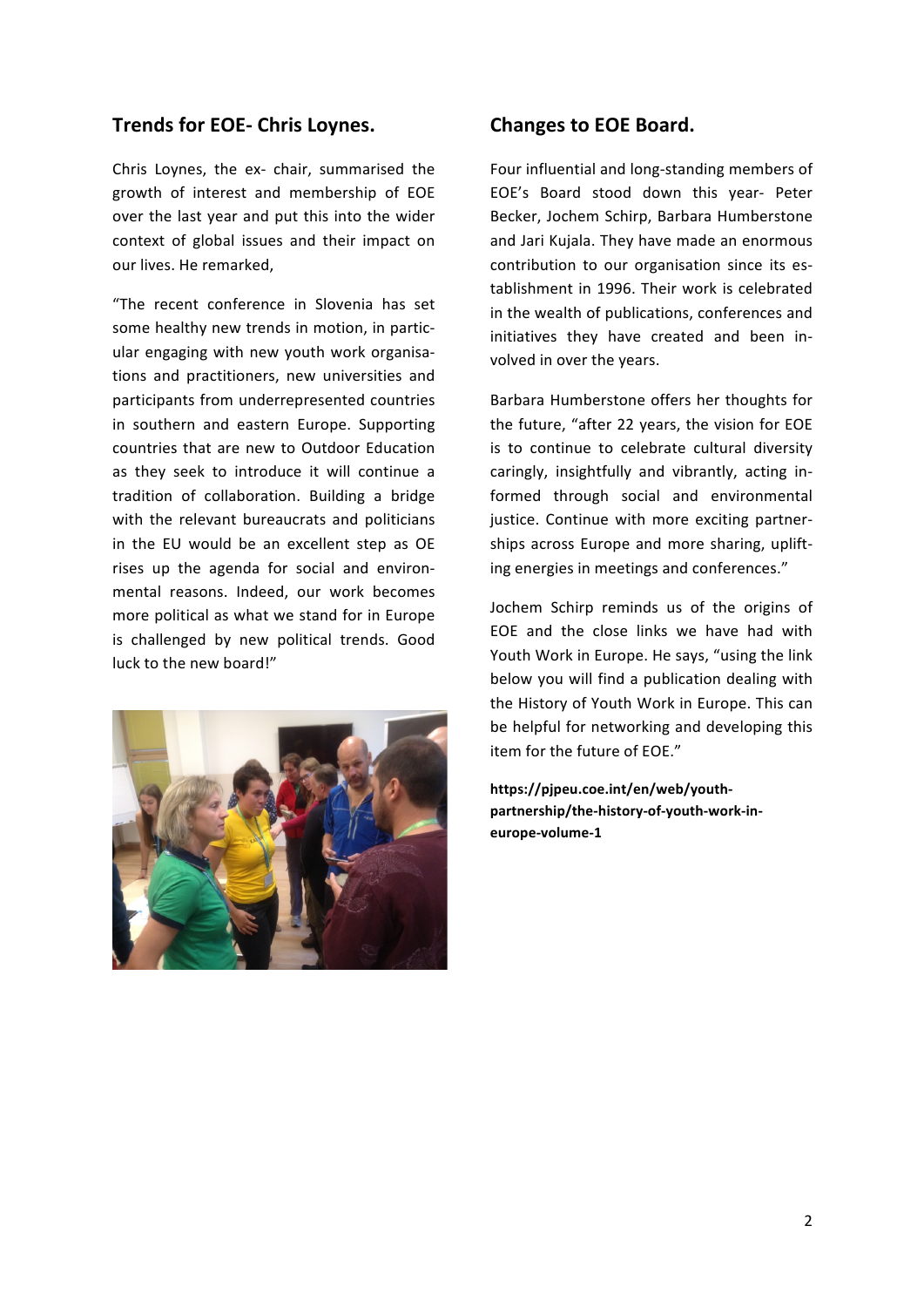## Trends for EOE- Chris Loynes.

Chris Loynes, the ex- chair, summarised the growth of interest and membership of EOE over the last year and put this into the wider context of global issues and their impact on our lives. He remarked,

"The recent conference in Slovenia has set some healthy new trends in motion, in particular engaging with new youth work organisations and practitioners, new universities and participants from underrepresented countries in southern and eastern Europe. Supporting countries that are new to Outdoor Education as they seek to introduce it will continue a tradition of collaboration. Building a bridge with the relevant bureaucrats and politicians in the EU would be an excellent step as OE rises up the agenda for social and environmental reasons. Indeed, our work becomes more political as what we stand for in Europe is challenged by new political trends. Good luck to the new board!"

## Changes to EOE Board.

Four influential and long-standing members of EOE's Board stood down this year- Peter Becker, Jochem Schirp, Barbara Humberstone and Jari Kujala. They have made an enormous contribution to our organisation since its establishment in 1996. Their work is celebrated in the wealth of publications, conferences and initiatives they have created and been involved in over the years.

Barbara Humberstone offers her thoughts for the future, "after 22 years, the vision for EOE is to continue to celebrate cultural diversity caringly, insightfully and vibrantly, acting informed through social and environmental justice. Continue with more exciting partnerships across Europe and more sharing, uplifting energies in meetings and conferences."

Jochem Schirp reminds us of the origins of EOE and the close links we have had with Youth Work in Europe. He says, "using the link below you will find a publication dealing with the History of Youth Work in Europe. This can be helpful for networking and developing this item for the future of EOE."

**https://pjpeu.coe.int/en/web/youth-partnership/the-history-of-youth-work-in-europe-volume-1**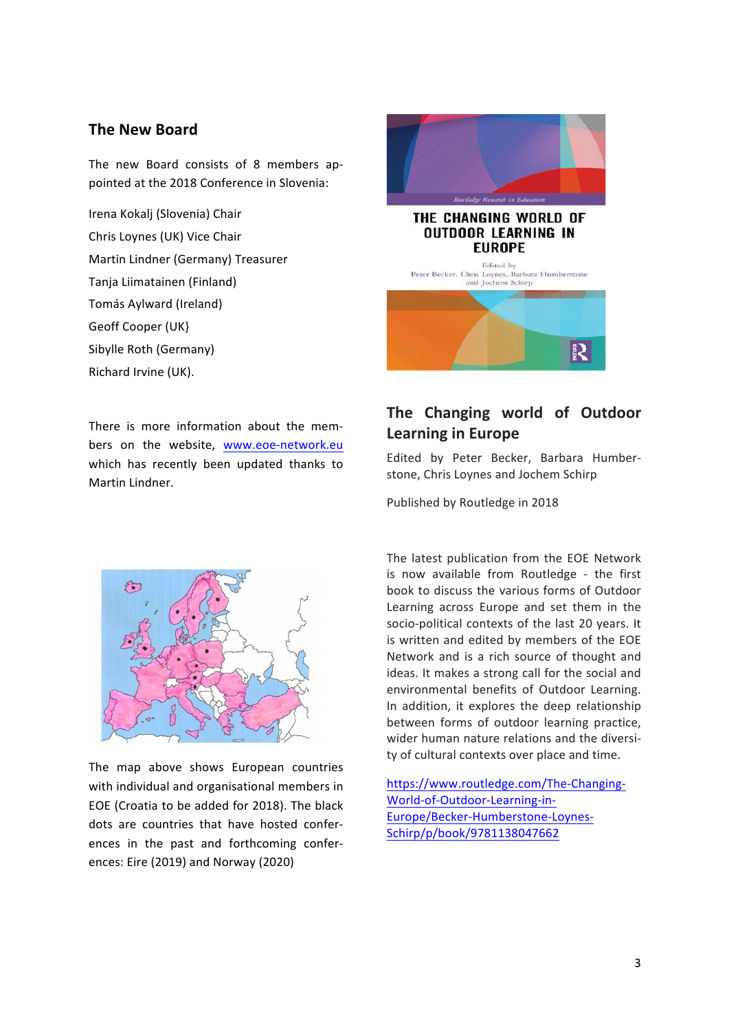## The New Board

The new Board consists of 8 members appointed at the 2018 Conference in Slovenia:

Irena Kokalj (Slovenia) Chair

Chris Loynes (UK) Vice Chair

Martin Lindner (Germany) Treasurer

Tanja Liimatainen (Finland)

Tomás Aylward (Ireland)

Geoff Cooper (UK}

Sibylle Roth (Germany)

Richard Irvine (UK).

There is more information about the members on the website, www.eoe-network.eu which has recently been updated thanks to Martin Lindner.

The map above shows European countries with individual and organisational members in EOE (Croatia to be added for 2018). The black dots are countries that have hosted conferences in the past and forthcoming conferences: Eire (2019) and Norway (2020)

## The Changing world of Outdoor Learning in Europe

Edited by Peter Becker, Barbara Humberstone, Chris Loynes and Jochem Schirp

Published by Routledge in 2018

The latest publication from the EOE Network is now available from Routledge - the first book to discuss the various forms of Outdoor Learning across Europe and set them in the socio-political contexts of the last 20 years. It is written and edited by members of the EOE Network and is a rich source of thought and ideas. It makes a strong call for the social and environmental benefits of Outdoor Learning. In addition, it explores the deep relationship between forms of outdoor learning practice, wider human nature relations and the diversity of cultural contexts over place and time.

https://www.routledge.com/The-Changing-World-of-Outdoor-Learning-in-Europe/Becker-Humberstone-Loynes-Schirp/p/book/9781138047662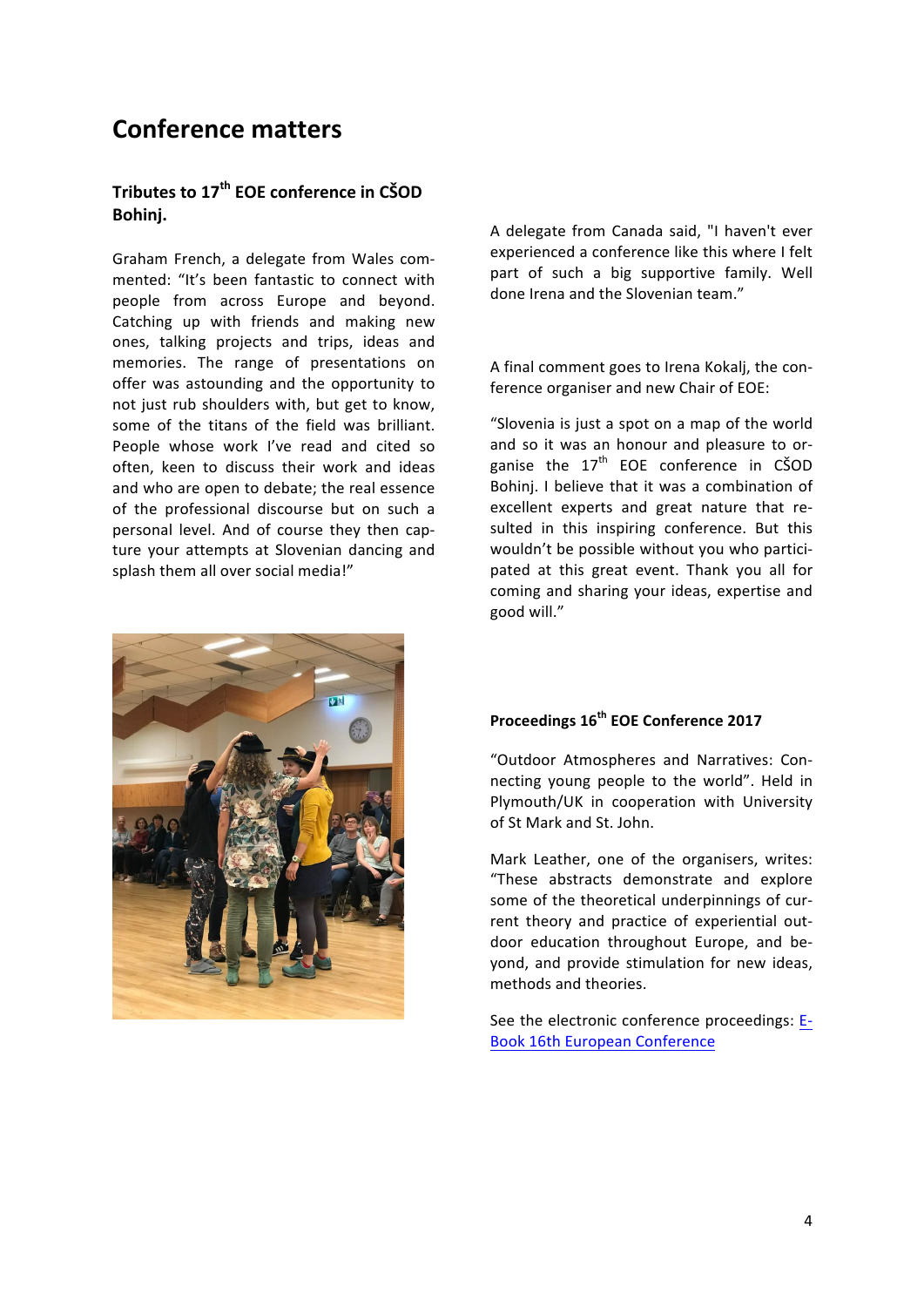# Conference matters

### Tributes to 17th EOE conference in CŠOD Bohinj.

Graham French, a delegate from Wales commented: "It's been fantastic to connect with people from across Europe and beyond. Catching up with friends and making new ones, talking projects and trips, ideas and memories. The range of presentations on offer was astounding and the opportunity to not just rub shoulders with, but get to know, some of the titans of the field was brilliant. People whose work I've read and cited so often, keen to discuss their work and ideas and who are open to debate; the real essence of the professional discourse but on such a personal level. And of course they then capture your attempts at Slovenian dancing and splash them all over social media!"

A delegate from Canada said, "I haven't ever experienced a conference like this where I felt part of such a big supportive family. Well done Irena and the Slovenian team."

A final comment goes to Irena Kokalj, the conference organiser and new Chair of EOE:

"Slovenia is just a spot on a map of the world and so it was an honour and pleasure to organise the 17th EOE conference in CŠOD Bohinj. I believe that it was a combination of excellent experts and great nature that resulted in this inspiring conference. But this wouldn't be possible without you who participated at this great event. Thank you all for coming and sharing your ideas, expertise and good will."

### Proceedings 16th EOE Conference 2017

"Outdoor Atmospheres and Narratives: Connecting young people to the world". Held in Plymouth/UK in cooperation with University of St Mark and St. John.

Mark Leather, one of the organisers, writes: "These abstracts demonstrate and explore some of the theoretical underpinnings of current theory and practice of experiential outdoor education throughout Europe, and beyond, and provide stimulation for new ideas, methods and theories.

See the electronic conference proceedings: E-Book 16th European Conference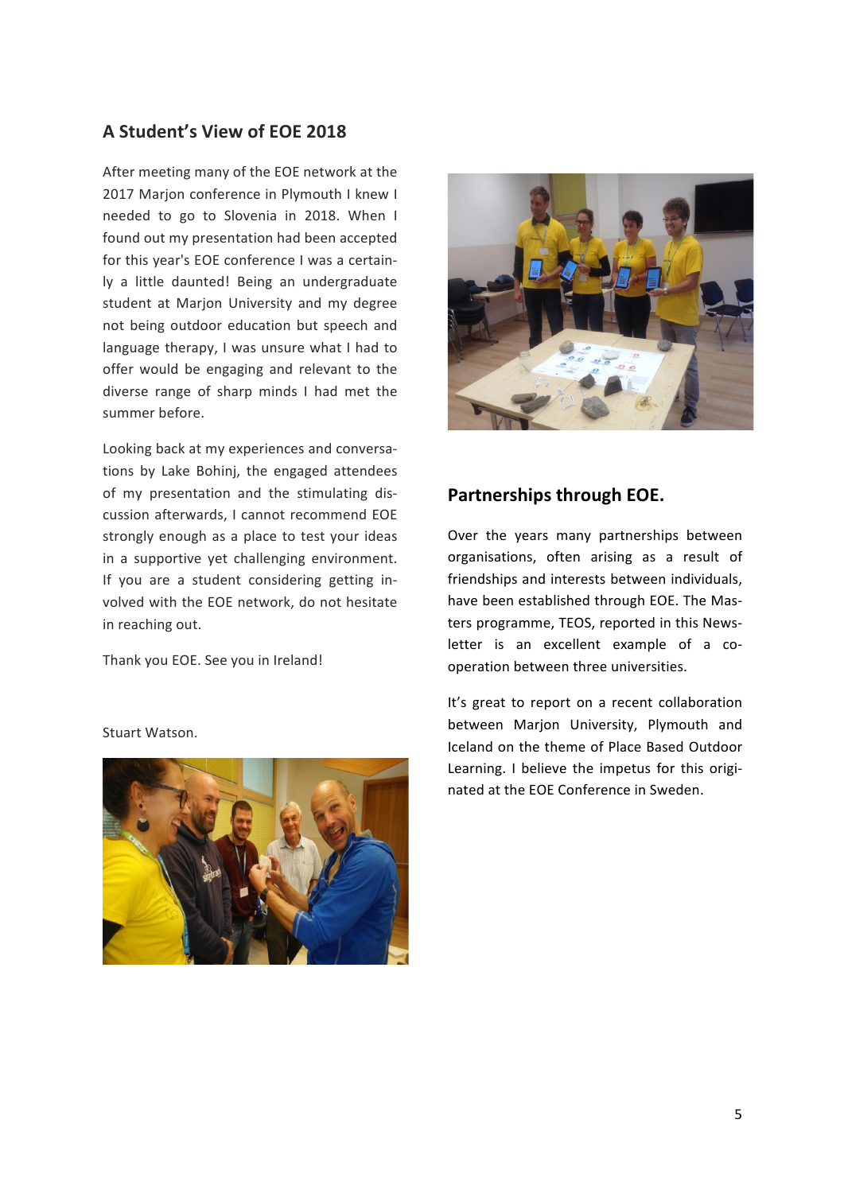## A Student's View of EOE 2018

After meeting many of the EOE network at the 2017 Marjon conference in Plymouth I knew I needed to go to Slovenia in 2018. When I found out my presentation had been accepted for this year's EOE conference I was a certainly a little daunted! Being an undergraduate student at Marjon University and my degree not being outdoor education but speech and language therapy, I was unsure what I had to offer would be engaging and relevant to the diverse range of sharp minds I had met the summer before.

Looking back at my experiences and conversations by Lake Bohinj, the engaged attendees of my presentation and the stimulating discussion afterwards, I cannot recommend EOE strongly enough as a place to test your ideas in a supportive yet challenging environment. If you are a student considering getting involved with the EOE network, do not hesitate in reaching out.

Thank you EOE. See you in Ireland!

Stuart Watson.

## Partnerships through EOE.

Over the years many partnerships between organisations, often arising as a result of friendships and interests between individuals, have been established through EOE. The Masters programme, TEOS, reported in this Newsletter is an excellent example of a co-operation between three universities.

It's great to report on a recent collaboration between Marjon University, Plymouth and Iceland on the theme of Place Based Outdoor Learning. I believe the impetus for this originated at the EOE Conference in Sweden.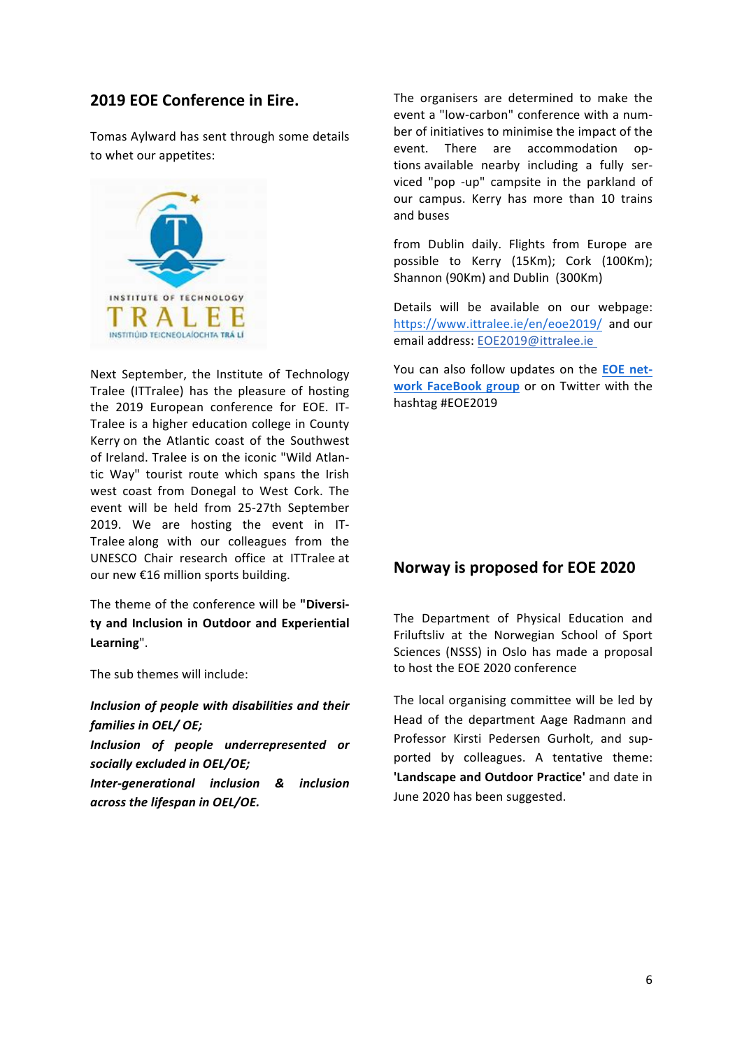## 2019 EOE Conference in Eire.

Tomas Aylward has sent through some details to whet our appetites:

Next September, the Institute of Technology Tralee (ITTralee) has the pleasure of hosting the 2019 European conference for EOE. IT-Tralee is a higher education college in County Kerry on the Atlantic coast of the Southwest of Ireland. Tralee is on the iconic "Wild Atlantic Way" tourist route which spans the Irish west coast from Donegal to West Cork. The event will be held from 25-27th September 2019. We are hosting the event in IT-Tralee along with our colleagues from the UNESCO Chair research office at ITTralee at our new €16 million sports building.

The theme of the conference will be **"Diversity and Inclusion in Outdoor and Experiential Learning"**.

The sub themes will include:

***Inclusion of people with disabilities and their families in OEL/ OE;***
***Inclusion of people underrepresented or socially excluded in OEL/OE;***
***Inter-generational inclusion & inclusion across the lifespan in OEL/OE.***

The organisers are determined to make the event a "low-carbon" conference with a number of initiatives to minimise the impact of the event. There are accommodation options available nearby including a fully serviced "pop -up" campsite in the parkland of our campus. Kerry has more than 10 trains and buses

from Dublin daily. Flights from Europe are possible to Kerry (15Km); Cork (100Km); Shannon (90Km) and Dublin (300Km)

Details will be available on our webpage: https://www.ittralee.ie/en/eoe2019/ and our email address: EOE2019@ittralee.ie

You can also follow updates on the **EOE network FaceBook group** or on Twitter with the hashtag #EOE2019

## Norway is proposed for EOE 2020

The Department of Physical Education and Friluftsliv at the Norwegian School of Sport Sciences (NSSS) in Oslo has made a proposal to host the EOE 2020 conference

The local organising committee will be led by Head of the department Aage Radmann and Professor Kirsti Pedersen Gurholt, and supported by colleagues. A tentative theme: **'Landscape and Outdoor Practice'** and date in June 2020 has been suggested.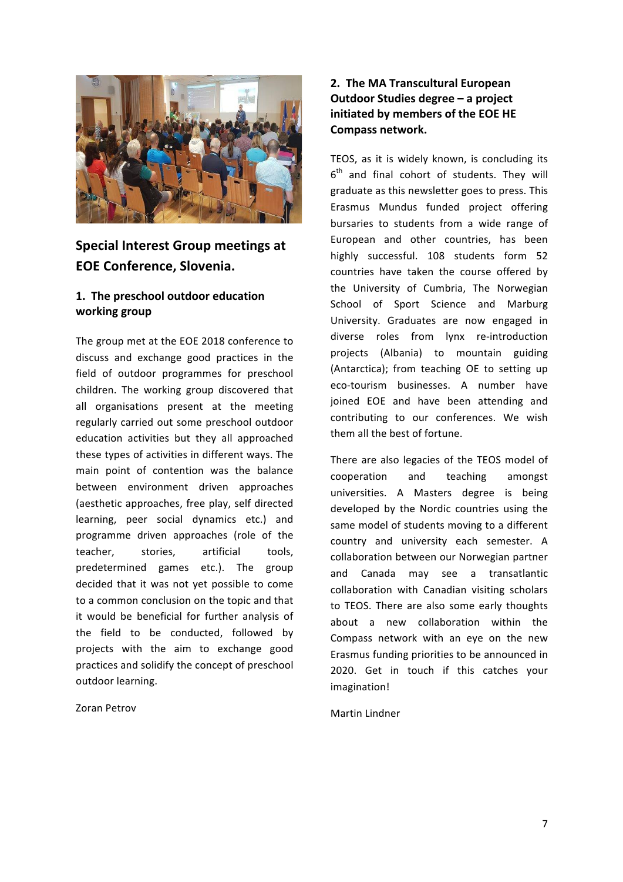## Special Interest Group meetings at EOE Conference, Slovenia.

### 1. The preschool outdoor education working group

The group met at the EOE 2018 conference to discuss and exchange good practices in the field of outdoor programmes for preschool children. The working group discovered that all organisations present at the meeting regularly carried out some preschool outdoor education activities but they all approached these types of activities in different ways. The main point of contention was the balance between environment driven approaches (aesthetic approaches, free play, self directed learning, peer social dynamics etc.) and programme driven approaches (role of the teacher, stories, artificial tools, predetermined games etc.). The group decided that it was not yet possible to come to a common conclusion on the topic and that it would be beneficial for further analysis of the field to be conducted, followed by projects with the aim to exchange good practices and solidify the concept of preschool outdoor learning.

Zoran Petrov

### 2. The MA Transcultural European Outdoor Studies degree – a project initiated by members of the EOE HE Compass network.

TEOS, as it is widely known, is concluding its 6th and final cohort of students. They will graduate as this newsletter goes to press. This Erasmus Mundus funded project offering bursaries to students from a wide range of European and other countries, has been highly successful. 108 students form 52 countries have taken the course offered by the University of Cumbria, The Norwegian School of Sport Science and Marburg University. Graduates are now engaged in diverse roles from lynx re-introduction projects (Albania) to mountain guiding (Antarctica); from teaching OE to setting up eco-tourism businesses. A number have joined EOE and have been attending and contributing to our conferences. We wish them all the best of fortune.

There are also legacies of the TEOS model of cooperation and teaching amongst universities. A Masters degree is being developed by the Nordic countries using the same model of students moving to a different country and university each semester. A collaboration between our Norwegian partner and Canada may see a transatlantic collaboration with Canadian visiting scholars to TEOS. There are also some early thoughts about a new collaboration within the Compass network with an eye on the new Erasmus funding priorities to be announced in 2020. Get in touch if this catches your imagination!

Martin Lindner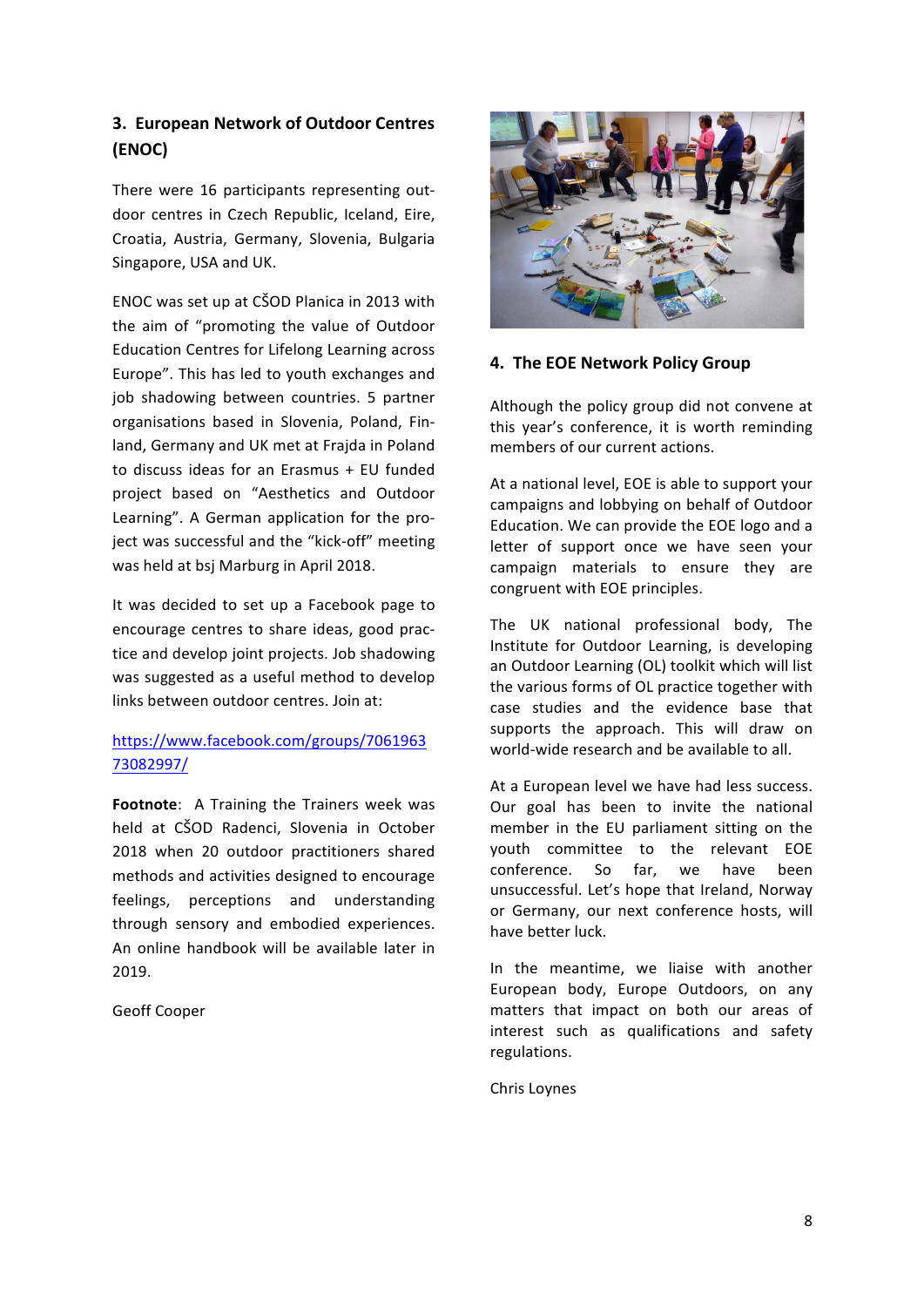## 3. European Network of Outdoor Centres (ENOC)

There were 16 participants representing outdoor centres in Czech Republic, Iceland, Eire, Croatia, Austria, Germany, Slovenia, Bulgaria Singapore, USA and UK.

ENOC was set up at CŠOD Planica in 2013 with the aim of "promoting the value of Outdoor Education Centres for Lifelong Learning across Europe". This has led to youth exchanges and job shadowing between countries. 5 partner organisations based in Slovenia, Poland, Finland, Germany and UK met at Frajda in Poland to discuss ideas for an Erasmus + EU funded project based on "Aesthetics and Outdoor Learning". A German application for the project was successful and the "kick-off" meeting was held at bsj Marburg in April 2018.

It was decided to set up a Facebook page to encourage centres to share ideas, good practice and develop joint projects. Job shadowing was suggested as a useful method to develop links between outdoor centres. Join at:

https://www.facebook.com/groups/706196373082997/

**Footnote**: A Training the Trainers week was held at CŠOD Radenci, Slovenia in October 2018 when 20 outdoor practitioners shared methods and activities designed to encourage feelings, perceptions and understanding through sensory and embodied experiences. An online handbook will be available later in 2019.

Geoff Cooper

## 4. The EOE Network Policy Group

Although the policy group did not convene at this year's conference, it is worth reminding members of our current actions.

At a national level, EOE is able to support your campaigns and lobbying on behalf of Outdoor Education. We can provide the EOE logo and a letter of support once we have seen your campaign materials to ensure they are congruent with EOE principles.

The UK national professional body, The Institute for Outdoor Learning, is developing an Outdoor Learning (OL) toolkit which will list the various forms of OL practice together with case studies and the evidence base that supports the approach. This will draw on world-wide research and be available to all.

At a European level we have had less success. Our goal has been to invite the national member in the EU parliament sitting on the youth committee to the relevant EOE conference. So far, we have been unsuccessful. Let's hope that Ireland, Norway or Germany, our next conference hosts, will have better luck.

In the meantime, we liaise with another European body, Europe Outdoors, on any matters that impact on both our areas of interest such as qualifications and safety regulations.

Chris Loynes